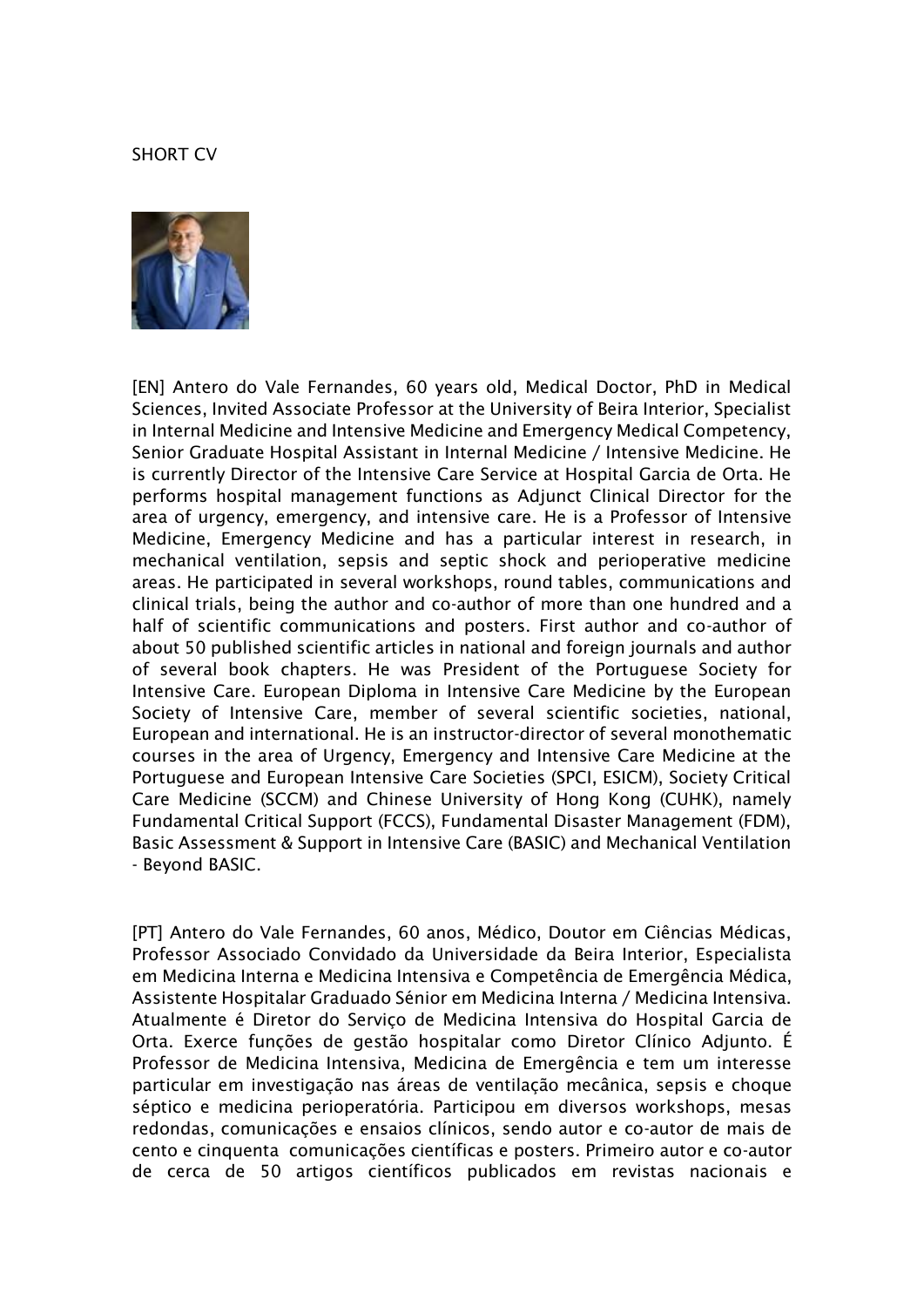SHORT CV

[EN] Antero do Vale Fernandes, 60 years old, Medical Doctor, PhD in Medical Sciences, Invited Associate Professor at the University of Beira Interior, Specialist in Internal Medicine and Intensive Medicine and Emergency Medical Competency, Senior Graduate Hospital Assistant in Internal Medicine / Intensive Medicine. He is currently Director of the Intensive Care Service at Hospital Garcia de Orta. He performs hospital management functions as Adjunct Clinical Director for the area of urgency, emergency, and intensive care. He is a Professor of Intensive Medicine, Emergency Medicine and has a particular interest in research, in mechanical ventilation, sepsis and septic shock and perioperative medicine areas. He participated in several workshops, round tables, communications and clinical trials, being the author and co-author of more than one hundred and a half of scientific communications and posters. First author and co-author of about 50 published scientific articles in national and foreign journals and author of several book chapters. He was President of the Portuguese Society for Intensive Care. European Diploma in Intensive Care Medicine by the European Society of Intensive Care, member of several scientific societies, national, European and international. He is an instructor-director of several monothematic courses in the area of Urgency, Emergency and Intensive Care Medicine at the Portuguese and European Intensive Care Societies (SPCI, ESICM), Society Critical Care Medicine (SCCM) and Chinese University of Hong Kong (CUHK), namely Fundamental Critical Support (FCCS), Fundamental Disaster Management (FDM), Basic Assessment & Support in Intensive Care (BASIC) and Mechanical Ventilation - Beyond BASIC.

[PT] Antero do Vale Fernandes, 60 anos, Médico, Doutor em Ciências Médicas, Professor Associado Convidado da Universidade da Beira Interior, Especialista em Medicina Interna e Medicina Intensiva e Competência de Emergência Médica, Assistente Hospitalar Graduado Sénior em Medicina Interna / Medicina Intensiva. Atualmente é Diretor do Serviço de Medicina Intensiva do Hospital Garcia de Orta. Exerce funções de gestão hospitalar como Diretor Clínico Adjunto. É Professor de Medicina Intensiva, Medicina de Emergência e tem um interesse particular em investigação nas áreas de ventilação mecânica, sepsis e choque séptico e medicina perioperatória. Participou em diversos workshops, mesas redondas, comunicações e ensaios clínicos, sendo autor e co-autor de mais de cento e cinquenta comunicações científicas e posters. Primeiro autor e co-autor de cerca de 50 artigos científicos publicados em revistas nacionais e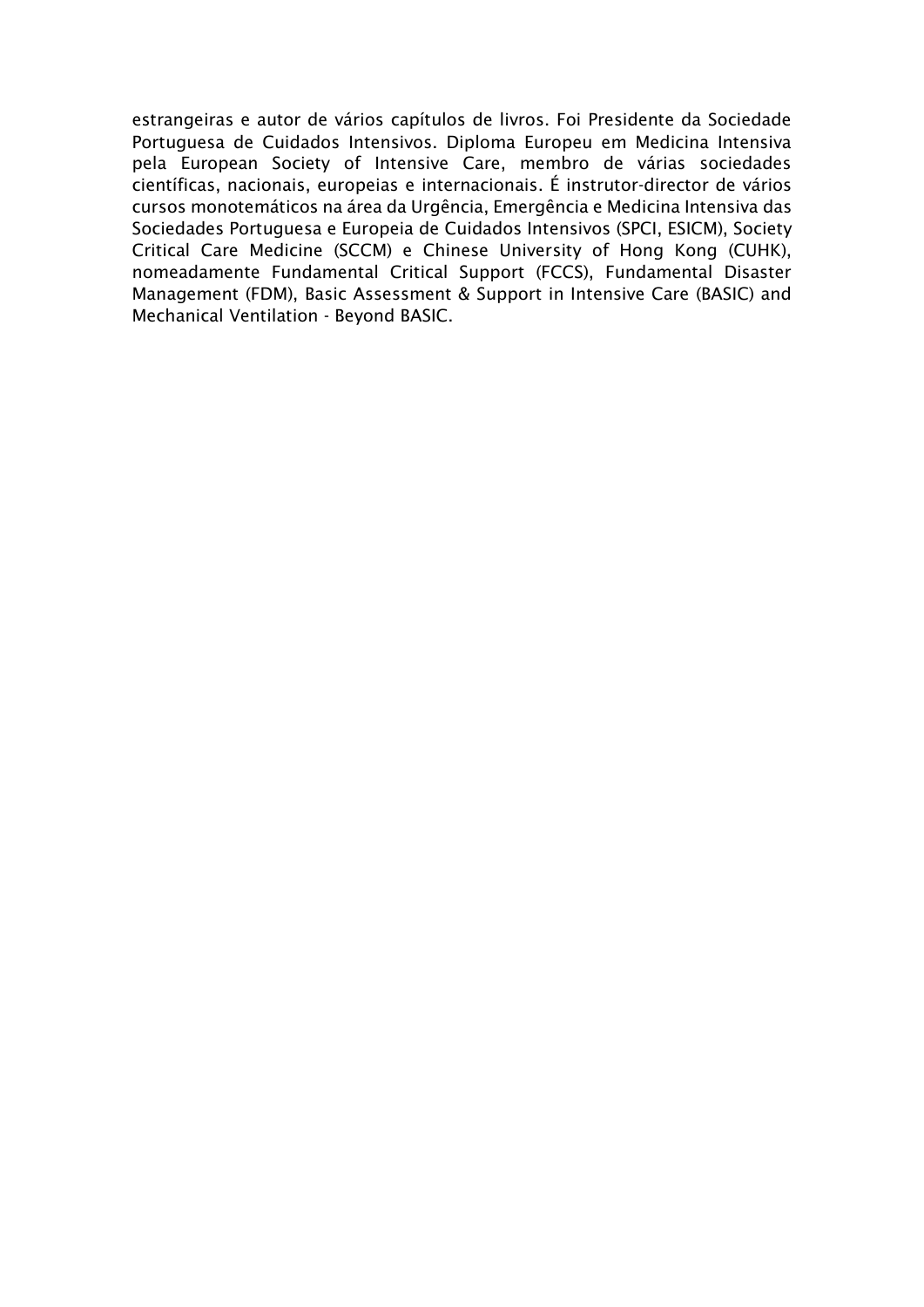estrangeiras e autor de vários capítulos de livros. Foi Presidente da Sociedade Portuguesa de Cuidados Intensivos. Diploma Europeu em Medicina Intensiva pela European Society of Intensive Care, membro de várias sociedades científicas, nacionais, europeias e internacionais. É instrutor-director de vários cursos monotemáticos na área da Urgência, Emergência e Medicina Intensiva das Sociedades Portuguesa e Europeia de Cuidados Intensivos (SPCI, ESICM), Society Critical Care Medicine (SCCM) e Chinese University of Hong Kong (CUHK), nomeadamente Fundamental Critical Support (FCCS), Fundamental Disaster Management (FDM), Basic Assessment & Support in Intensive Care (BASIC) and Mechanical Ventilation - Beyond BASIC.